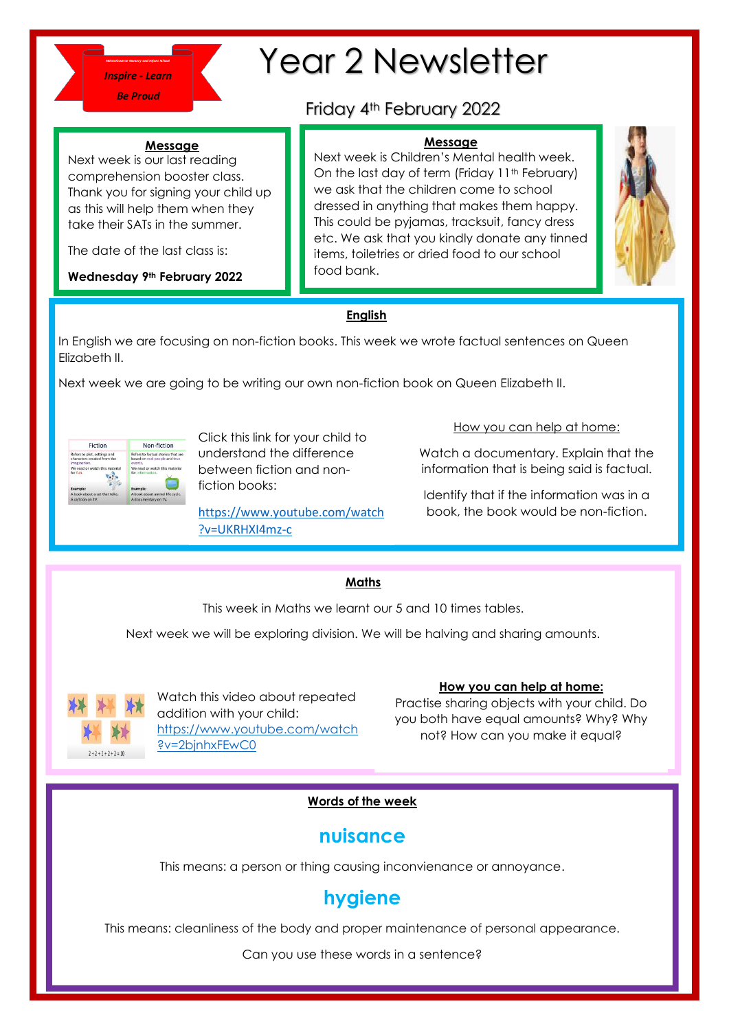Inspire - Learn

Be Proud

# Year 2 Newsletter

## Friday 4th February 2022

**Message**

Next week is our last reading comprehension booster class. Thank you for signing your child up as this will help them when they take their SATs in the summer.

The date of the last class is:

**Wednesday 9th February 2022**

**Message**

Next week is Children's Mental health week. On the last day of term (Friday 11th February) we ask that the children come to school dressed in anything that makes them happy. This could be pyjamas, tracksuit, fancy dress etc. We ask that you kindly donate any tinned items, toiletries or dried food to our school food bank.

## English

In English we are focusing on non-fiction books. This week we wrote factual sentences on Queen Elizabeth II.

Next week we are going to be writing our own non-fiction book on Queen Elizabeth II.

Click this link for your child to understand the difference between fiction and non-fiction books:

https://www.youtube.com/watch?v=UKRHXI4mz-c

How you can help at home:

Watch a documentary. Explain that the information that is being said is factual.

Identify that if the information was in a book, the book would be non-fiction.

## Maths

This week in Maths we learnt our 5 and 10 times tables.

Next week we will be exploring division. We will be halving and sharing amounts.

Watch this video about repeated addition with your child: https://www.youtube.com/watch?v=2bjnhxFEwC0

**How you can help at home:**

Practise sharing objects with your child. Do you both have equal amounts? Why? Why not? How can you make it equal?

## Words of the week

### nuisance

This means: a person or thing causing inconvienance or annoyance.

### hygiene

This means: cleanliness of the body and proper maintenance of personal appearance.

Can you use these words in a sentence?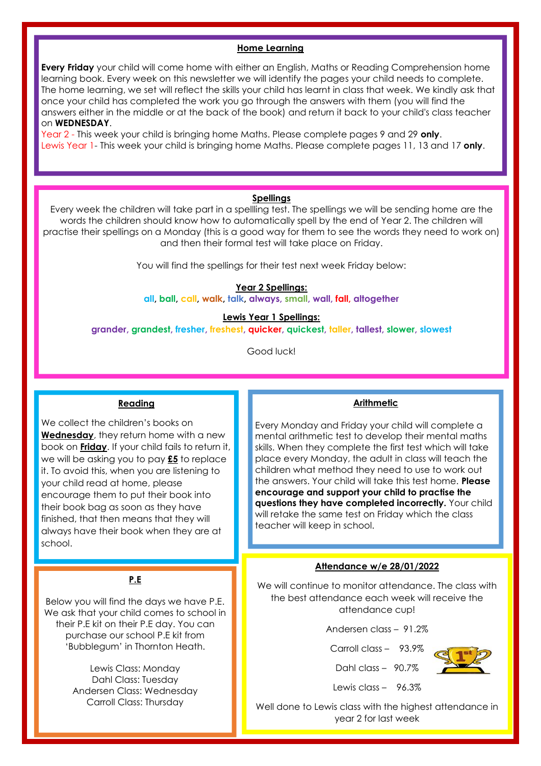## Home Learning

**Every Friday** your child will come home with either an English, Maths or Reading Comprehension home learning book. Every week on this newsletter we will identify the pages your child needs to complete. The home learning, we set will reflect the skills your child has learnt in class that week. We kindly ask that once your child has completed the work you go through the answers with them (you will find the answers either in the middle or at the back of the book) and return it back to your child's class teacher on **WEDNESDAY**.

Year 2 - This week your child is bringing home Maths. Please complete pages 9 and 29 **only**.

Lewis Year 1- This week your child is bringing home Maths. Please complete pages 11, 13 and 17 **only**.

## Spellings

Every week the children will take part in a spellling test. The spellings we will be sending home are the words the children should know how to automatically spell by the end of Year 2. The children will practise their spellings on a Monday (this is a good way for them to see the words they need to work on) and then their formal test will take place on Friday.

You will find the spellings for their test next week Friday below:

**Year 2 Spellings:**

**all, ball, call, walk, talk, always, small, wall, fall, altogether**

**Lewis Year 1 Spellings:**

**grander, grandest, fresher, freshest, quicker, quickest, taller, tallest, slower, slowest**

Good luck!

## Reading

We collect the children's books on **Wednesday**, they return home with a new book on **Friday**. If your child fails to return it, we will be asking you to pay **£5** to replace it. To avoid this, when you are listening to your child read at home, please encourage them to put their book into their book bag as soon as they have finished, that then means that they will always have their book when they are at school.

## Arithmetic

Every Monday and Friday your child will complete a mental arithmetic test to develop their mental maths skills. When they complete the first test which will take place every Monday, the adult in class will teach the children what method they need to use to work out the answers. Your child will take this test home. **Please encourage and support your child to practise the questions they have completed incorrectly.** Your child will retake the same test on Friday which the class teacher will keep in school.

## P.E

Below you will find the days we have P.E. We ask that your child comes to school in their P.E kit on their P.E day. You can purchase our school P.E kit from 'Bubblegum' in Thornton Heath.

Lewis Class: Monday
Dahl Class: Tuesday
Andersen Class: Wednesday
Carroll Class: Thursday

## Attendance w/e 28/01/2022

We will continue to monitor attendance. The class with the best attendance each week will receive the attendance cup!

Andersen class – 91.2%

Carroll class – 93.9%

Dahl class – 90.7%

Lewis class – 96.3%

Well done to Lewis class with the highest attendance in year 2 for last week